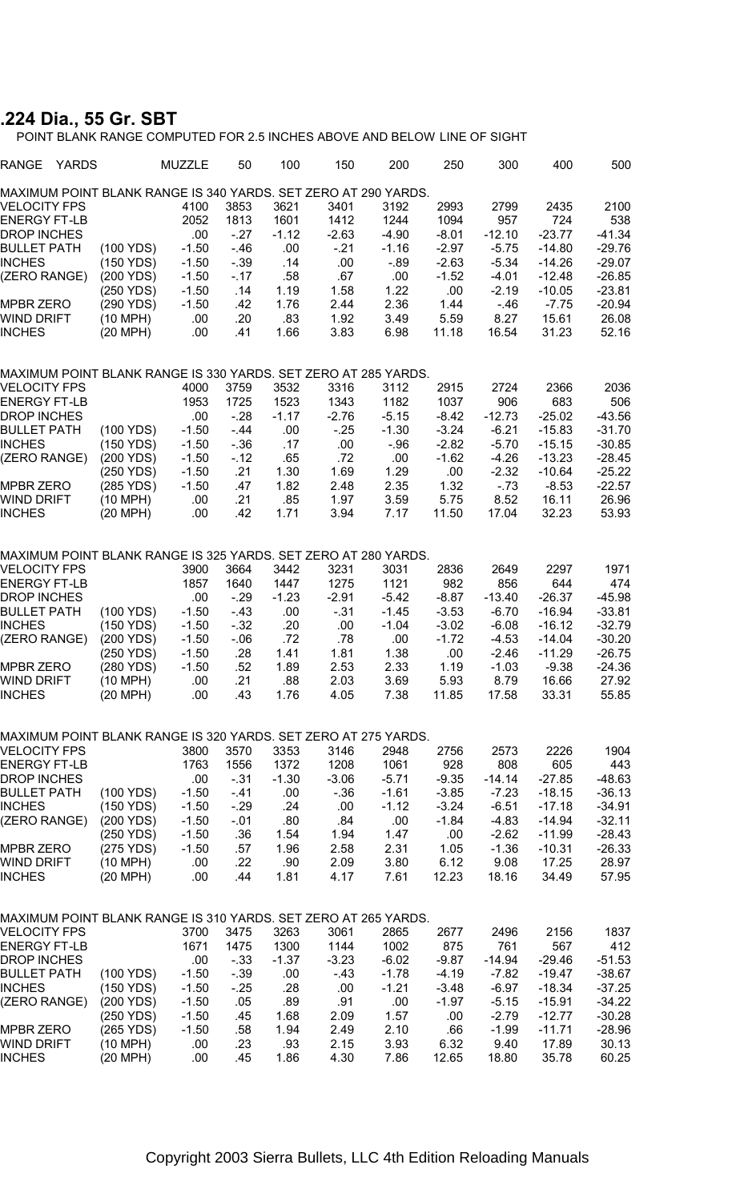## .224 Dia., 55 Gr. SBT

POINT BLANK RANGE COMPUTED FOR 2.5 INCHES ABOVE AND BELOW LINE OF SIGHT

| RANGE YARDS | | MUZZLE | 50 | 100 | 150 | 200 | 250 | 300 | 400 | 500 |
|---|---|---|---|---|---|---|---|---|---|---|
| MAXIMUM POINT BLANK RANGE IS 340 YARDS. SET ZERO AT 290 YARDS. | | | | | | | | | | |
| VELOCITY FPS | | 4100 | 3853 | 3621 | 3401 | 3192 | 2993 | 2799 | 2435 | 2100 |
| ENERGY FT-LB | | 2052 | 1813 | 1601 | 1412 | 1244 | 1094 | 957 | 724 | 538 |
| DROP INCHES | | .00 | -.27 | -1.12 | -2.63 | -4.90 | -8.01 | -12.10 | -23.77 | -41.34 |
| BULLET PATH | (100 YDS) | -1.50 | -.46 | .00 | -.21 | -1.16 | -2.97 | -5.75 | -14.80 | -29.76 |
| INCHES | (150 YDS) | -1.50 | -.39 | .14 | .00 | -.89 | -2.63 | -5.34 | -14.26 | -29.07 |
| (ZERO RANGE) | (200 YDS) | -1.50 | -.17 | .58 | .67 | .00 | -1.52 | -4.01 | -12.48 | -26.85 |
| | (250 YDS) | -1.50 | .14 | 1.19 | 1.58 | 1.22 | .00 | -2.19 | -10.05 | -23.81 |
| MPBR ZERO | (290 YDS) | -1.50 | .42 | 1.76 | 2.44 | 2.36 | 1.44 | -.46 | -7.75 | -20.94 |
| WIND DRIFT | (10 MPH) | .00 | .20 | .83 | 1.92 | 3.49 | 5.59 | 8.27 | 15.61 | 26.08 |
| INCHES | (20 MPH) | .00 | .41 | 1.66 | 3.83 | 6.98 | 11.18 | 16.54 | 31.23 | 52.16 |
| MAXIMUM POINT BLANK RANGE IS 330 YARDS. SET ZERO AT 285 YARDS. | | | | | | | | | | |
| VELOCITY FPS | | 4000 | 3759 | 3532 | 3316 | 3112 | 2915 | 2724 | 2366 | 2036 |
| ENERGY FT-LB | | 1953 | 1725 | 1523 | 1343 | 1182 | 1037 | 906 | 683 | 506 |
| DROP INCHES | | .00 | -.28 | -1.17 | -2.76 | -5.15 | -8.42 | -12.73 | -25.02 | -43.56 |
| BULLET PATH | (100 YDS) | -1.50 | -.44 | .00 | -.25 | -1.30 | -3.24 | -6.21 | -15.83 | -31.70 |
| INCHES | (150 YDS) | -1.50 | -.36 | .17 | .00 | -.96 | -2.82 | -5.70 | -15.15 | -30.85 |
| (ZERO RANGE) | (200 YDS) | -1.50 | -.12 | .65 | .72 | .00 | -1.62 | -4.26 | -13.23 | -28.45 |
| | (250 YDS) | -1.50 | .21 | 1.30 | 1.69 | 1.29 | .00 | -2.32 | -10.64 | -25.22 |
| MPBR ZERO | (285 YDS) | -1.50 | .47 | 1.82 | 2.48 | 2.35 | 1.32 | -.73 | -8.53 | -22.57 |
| WIND DRIFT | (10 MPH) | .00 | .21 | .85 | 1.97 | 3.59 | 5.75 | 8.52 | 16.11 | 26.96 |
| INCHES | (20 MPH) | .00 | .42 | 1.71 | 3.94 | 7.17 | 11.50 | 17.04 | 32.23 | 53.93 |
| MAXIMUM POINT BLANK RANGE IS 325 YARDS. SET ZERO AT 280 YARDS. | | | | | | | | | | |
| VELOCITY FPS | | 3900 | 3664 | 3442 | 3231 | 3031 | 2836 | 2649 | 2297 | 1971 |
| ENERGY FT-LB | | 1857 | 1640 | 1447 | 1275 | 1121 | 982 | 856 | 644 | 474 |
| DROP INCHES | | .00 | -.29 | -1.23 | -2.91 | -5.42 | -8.87 | -13.40 | -26.37 | -45.98 |
| BULLET PATH | (100 YDS) | -1.50 | -.43 | .00 | -.31 | -1.45 | -3.53 | -6.70 | -16.94 | -33.81 |
| INCHES | (150 YDS) | -1.50 | -.32 | .20 | .00 | -1.04 | -3.02 | -6.08 | -16.12 | -32.79 |
| (ZERO RANGE) | (200 YDS) | -1.50 | -.06 | .72 | .78 | .00 | -1.72 | -4.53 | -14.04 | -30.20 |
| | (250 YDS) | -1.50 | .28 | 1.41 | 1.81 | 1.38 | .00 | -2.46 | -11.29 | -26.75 |
| MPBR ZERO | (280 YDS) | -1.50 | .52 | 1.89 | 2.53 | 2.33 | 1.19 | -1.03 | -9.38 | -24.36 |
| WIND DRIFT | (10 MPH) | .00 | .21 | .88 | 2.03 | 3.69 | 5.93 | 8.79 | 16.66 | 27.92 |
| INCHES | (20 MPH) | .00 | .43 | 1.76 | 4.05 | 7.38 | 11.85 | 17.58 | 33.31 | 55.85 |
| MAXIMUM POINT BLANK RANGE IS 320 YARDS. SET ZERO AT 275 YARDS. | | | | | | | | | | |
| VELOCITY FPS | | 3800 | 3570 | 3353 | 3146 | 2948 | 2756 | 2573 | 2226 | 1904 |
| ENERGY FT-LB | | 1763 | 1556 | 1372 | 1208 | 1061 | 928 | 808 | 605 | 443 |
| DROP INCHES | | .00 | -.31 | -1.30 | -3.06 | -5.71 | -9.35 | -14.14 | -27.85 | -48.63 |
| BULLET PATH | (100 YDS) | -1.50 | -.41 | .00 | -.36 | -1.61 | -3.85 | -7.23 | -18.15 | -36.13 |
| INCHES | (150 YDS) | -1.50 | -.29 | .24 | .00 | -1.12 | -3.24 | -6.51 | -17.18 | -34.91 |
| (ZERO RANGE) | (200 YDS) | -1.50 | -.01 | .80 | .84 | .00 | -1.84 | -4.83 | -14.94 | -32.11 |
| | (250 YDS) | -1.50 | .36 | 1.54 | 1.94 | 1.47 | .00 | -2.62 | -11.99 | -28.43 |
| MPBR ZERO | (275 YDS) | -1.50 | .57 | 1.96 | 2.58 | 2.31 | 1.05 | -1.36 | -10.31 | -26.33 |
| WIND DRIFT | (10 MPH) | .00 | .22 | .90 | 2.09 | 3.80 | 6.12 | 9.08 | 17.25 | 28.97 |
| INCHES | (20 MPH) | .00 | .44 | 1.81 | 4.17 | 7.61 | 12.23 | 18.16 | 34.49 | 57.95 |
| MAXIMUM POINT BLANK RANGE IS 310 YARDS. SET ZERO AT 265 YARDS. | | | | | | | | | | |
| VELOCITY FPS | | 3700 | 3475 | 3263 | 3061 | 2865 | 2677 | 2496 | 2156 | 1837 |
| ENERGY FT-LB | | 1671 | 1475 | 1300 | 1144 | 1002 | 875 | 761 | 567 | 412 |
| DROP INCHES | | .00 | -.33 | -1.37 | -3.23 | -6.02 | -9.87 | -14.94 | -29.46 | -51.53 |
| BULLET PATH | (100 YDS) | -1.50 | -.39 | .00 | -.43 | -1.78 | -4.19 | -7.82 | -19.47 | -38.67 |
| INCHES | (150 YDS) | -1.50 | -.25 | .28 | .00 | -1.21 | -3.48 | -6.97 | -18.34 | -37.25 |
| (ZERO RANGE) | (200 YDS) | -1.50 | .05 | .89 | .91 | .00 | -1.97 | -5.15 | -15.91 | -34.22 |
| | (250 YDS) | -1.50 | .45 | 1.68 | 2.09 | 1.57 | .00 | -2.79 | -12.77 | -30.28 |
| MPBR ZERO | (265 YDS) | -1.50 | .58 | 1.94 | 2.49 | 2.10 | .66 | -1.99 | -11.71 | -28.96 |
| WIND DRIFT | (10 MPH) | .00 | .23 | .93 | 2.15 | 3.93 | 6.32 | 9.40 | 17.89 | 30.13 |
| INCHES | (20 MPH) | .00 | .45 | 1.86 | 4.30 | 7.86 | 12.65 | 18.80 | 35.78 | 60.25 |

Copyright 2003 Sierra Bullets, LLC 4th Edition Reloading Manuals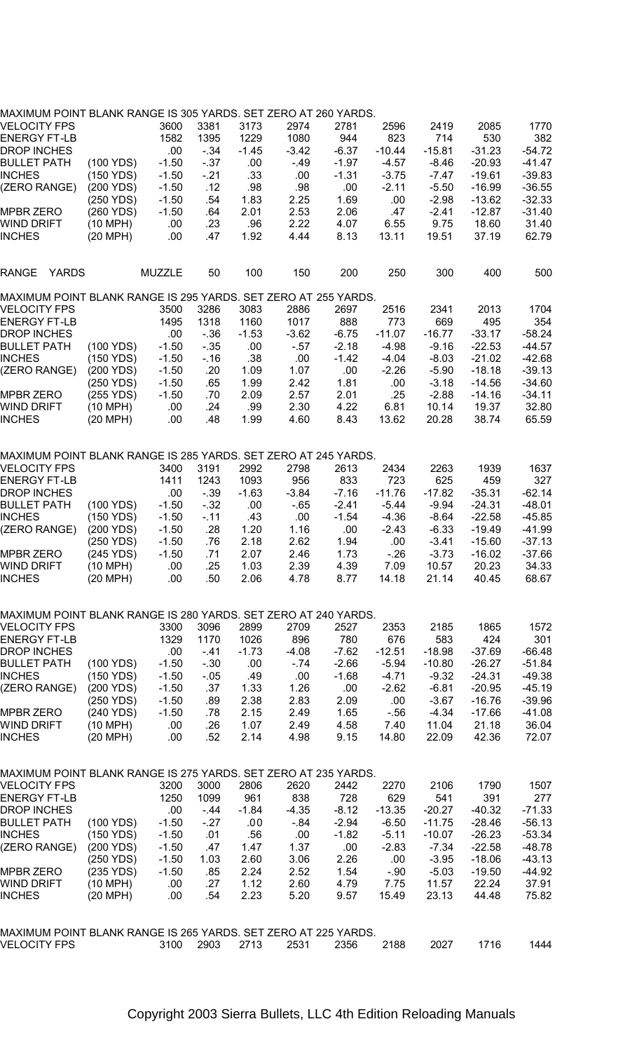MAXIMUM POINT BLANK RANGE IS 305 YARDS. SET ZERO AT 260 YARDS.

| | | | | | | | | | | |
|---|---|---|---|---|---|---|---|---|---|---|
| VELOCITY FPS | | 3600 | 3381 | 3173 | 2974 | 2781 | 2596 | 2419 | 2085 | 1770 |
| ENERGY FT-LB | | 1582 | 1395 | 1229 | 1080 | 944 | 823 | 714 | 530 | 382 |
| DROP INCHES | | .00 | -.34 | -1.45 | -3.42 | -6.37 | -10.44 | -15.81 | -31.23 | -54.72 |
| BULLET PATH | (100 YDS) | -1.50 | -.37 | .00 | -.49 | -1.97 | -4.57 | -8.46 | -20.93 | -41.47 |
| INCHES | (150 YDS) | -1.50 | -.21 | .33 | .00 | -1.31 | -3.75 | -7.47 | -19.61 | -39.83 |
| (ZERO RANGE) | (200 YDS) | -1.50 | .12 | .98 | .98 | .00 | -2.11 | -5.50 | -16.99 | -36.55 |
| | (250 YDS) | -1.50 | .54 | 1.83 | 2.25 | 1.69 | .00 | -2.98 | -13.62 | -32.33 |
| MPBR ZERO | (260 YDS) | -1.50 | .64 | 2.01 | 2.53 | 2.06 | .47 | -2.41 | -12.87 | -31.40 |
| WIND DRIFT | (10 MPH) | .00 | .23 | .96 | 2.22 | 4.07 | 6.55 | 9.75 | 18.60 | 31.40 |
| INCHES | (20 MPH) | .00 | .47 | 1.92 | 4.44 | 8.13 | 13.11 | 19.51 | 37.19 | 62.79 |

| RANGE YARDS | | MUZZLE | 50 | 100 | 150 | 200 | 250 | 300 | 400 | 500 |
|---|---|---|---|---|---|---|---|---|---|---|

MAXIMUM POINT BLANK RANGE IS 295 YARDS. SET ZERO AT 255 YARDS.

| | | | | | | | | | | |
|---|---|---|---|---|---|---|---|---|---|---|
| VELOCITY FPS | | 3500 | 3286 | 3083 | 2886 | 2697 | 2516 | 2341 | 2013 | 1704 |
| ENERGY FT-LB | | 1495 | 1318 | 1160 | 1017 | 888 | 773 | 669 | 495 | 354 |
| DROP INCHES | | .00 | -.36 | -1.53 | -3.62 | -6.75 | -11.07 | -16.77 | -33.17 | -58.24 |
| BULLET PATH | (100 YDS) | -1.50 | -.35 | .00 | -.57 | -2.18 | -4.98 | -9.16 | -22.53 | -44.57 |
| INCHES | (150 YDS) | -1.50 | -.16 | .38 | .00 | -1.42 | -4.04 | -8.03 | -21.02 | -42.68 |
| (ZERO RANGE) | (200 YDS) | -1.50 | .20 | 1.09 | 1.07 | .00 | -2.26 | -5.90 | -18.18 | -39.13 |
| | (250 YDS) | -1.50 | .65 | 1.99 | 2.42 | 1.81 | .00 | -3.18 | -14.56 | -34.60 |
| MPBR ZERO | (255 YDS) | -1.50 | .70 | 2.09 | 2.57 | 2.01 | .25 | -2.88 | -14.16 | -34.11 |
| WIND DRIFT | (10 MPH) | .00 | .24 | .99 | 2.30 | 4.22 | 6.81 | 10.14 | 19.37 | 32.80 |
| INCHES | (20 MPH) | .00 | .48 | 1.99 | 4.60 | 8.43 | 13.62 | 20.28 | 38.74 | 65.59 |

MAXIMUM POINT BLANK RANGE IS 285 YARDS. SET ZERO AT 245 YARDS.

| | | | | | | | | | | |
|---|---|---|---|---|---|---|---|---|---|---|
| VELOCITY FPS | | 3400 | 3191 | 2992 | 2798 | 2613 | 2434 | 2263 | 1939 | 1637 |
| ENERGY FT-LB | | 1411 | 1243 | 1093 | 956 | 833 | 723 | 625 | 459 | 327 |
| DROP INCHES | | .00 | -.39 | -1.63 | -3.84 | -7.16 | -11.76 | -17.82 | -35.31 | -62.14 |
| BULLET PATH | (100 YDS) | -1.50 | -.32 | .00 | -.65 | -2.41 | -5.44 | -9.94 | -24.31 | -48.01 |
| INCHES | (150 YDS) | -1.50 | -.11 | .43 | .00 | -1.54 | -4.36 | -8.64 | -22.58 | -45.85 |
| (ZERO RANGE) | (200 YDS) | -1.50 | .28 | 1.20 | 1.16 | .00 | -2.43 | -6.33 | -19.49 | -41.99 |
| | (250 YDS) | -1.50 | .76 | 2.18 | 2.62 | 1.94 | .00 | -3.41 | -15.60 | -37.13 |
| MPBR ZERO | (245 YDS) | -1.50 | .71 | 2.07 | 2.46 | 1.73 | -.26 | -3.73 | -16.02 | -37.66 |
| WIND DRIFT | (10 MPH) | .00 | .25 | 1.03 | 2.39 | 4.39 | 7.09 | 10.57 | 20.23 | 34.33 |
| INCHES | (20 MPH) | .00 | .50 | 2.06 | 4.78 | 8.77 | 14.18 | 21.14 | 40.45 | 68.67 |

MAXIMUM POINT BLANK RANGE IS 280 YARDS. SET ZERO AT 240 YARDS.

| | | | | | | | | | | |
|---|---|---|---|---|---|---|---|---|---|---|
| VELOCITY FPS | | 3300 | 3096 | 2899 | 2709 | 2527 | 2353 | 2185 | 1865 | 1572 |
| ENERGY FT-LB | | 1329 | 1170 | 1026 | 896 | 780 | 676 | 583 | 424 | 301 |
| DROP INCHES | | .00 | -.41 | -1.73 | -4.08 | -7.62 | -12.51 | -18.98 | -37.69 | -66.48 |
| BULLET PATH | (100 YDS) | -1.50 | -.30 | .00 | -.74 | -2.66 | -5.94 | -10.80 | -26.27 | -51.84 |
| INCHES | (150 YDS) | -1.50 | -.05 | .49 | .00 | -1.68 | -4.71 | -9.32 | -24.31 | -49.38 |
| (ZERO RANGE) | (200 YDS) | -1.50 | .37 | 1.33 | 1.26 | .00 | -2.62 | -6.81 | -20.95 | -45.19 |
| | (250 YDS) | -1.50 | .89 | 2.38 | 2.83 | 2.09 | .00 | -3.67 | -16.76 | -39.96 |
| MPBR ZERO | (240 YDS) | -1.50 | .78 | 2.15 | 2.49 | 1.65 | -.56 | -4.34 | -17.66 | -41.08 |
| WIND DRIFT | (10 MPH) | .00 | .26 | 1.07 | 2.49 | 4.58 | 7.40 | 11.04 | 21.18 | 36.04 |
| INCHES | (20 MPH) | .00 | .52 | 2.14 | 4.98 | 9.15 | 14.80 | 22.09 | 42.36 | 72.07 |

MAXIMUM POINT BLANK RANGE IS 275 YARDS. SET ZERO AT 235 YARDS.

| | | | | | | | | | | |
|---|---|---|---|---|---|---|---|---|---|---|
| VELOCITY FPS | | 3200 | 3000 | 2806 | 2620 | 2442 | 2270 | 2106 | 1790 | 1507 |
| ENERGY FT-LB | | 1250 | 1099 | 961 | 838 | 728 | 629 | 541 | 391 | 277 |
| DROP INCHES | | .00 | -.44 | -1.84 | -4.35 | -8.12 | -13.35 | -20.27 | -40.32 | -71.33 |
| BULLET PATH | (100 YDS) | -1.50 | -.27 | .00 | -.84 | -2.94 | -6.50 | -11.75 | -28.46 | -56.13 |
| INCHES | (150 YDS) | -1.50 | .01 | .56 | .00 | -1.82 | -5.11 | -10.07 | -26.23 | -53.34 |
| (ZERO RANGE) | (200 YDS) | -1.50 | .47 | 1.47 | 1.37 | .00 | -2.83 | -7.34 | -22.58 | -48.78 |
| | (250 YDS) | -1.50 | 1.03 | 2.60 | 3.06 | 2.26 | .00 | -3.95 | -18.06 | -43.13 |
| MPBR ZERO | (235 YDS) | -1.50 | .85 | 2.24 | 2.52 | 1.54 | -.90 | -5.03 | -19.50 | -44.92 |
| WIND DRIFT | (10 MPH) | .00 | .27 | 1.12 | 2.60 | 4.79 | 7.75 | 11.57 | 22.24 | 37.91 |
| INCHES | (20 MPH) | .00 | .54 | 2.23 | 5.20 | 9.57 | 15.49 | 23.13 | 44.48 | 75.82 |

MAXIMUM POINT BLANK RANGE IS 265 YARDS. SET ZERO AT 225 YARDS.

| | | | | | | | | | | |
|---|---|---|---|---|---|---|---|---|---|---|
| VELOCITY FPS | | 3100 | 2903 | 2713 | 2531 | 2356 | 2188 | 2027 | 1716 | 1444 |

Copyright 2003 Sierra Bullets, LLC 4th Edition Reloading Manuals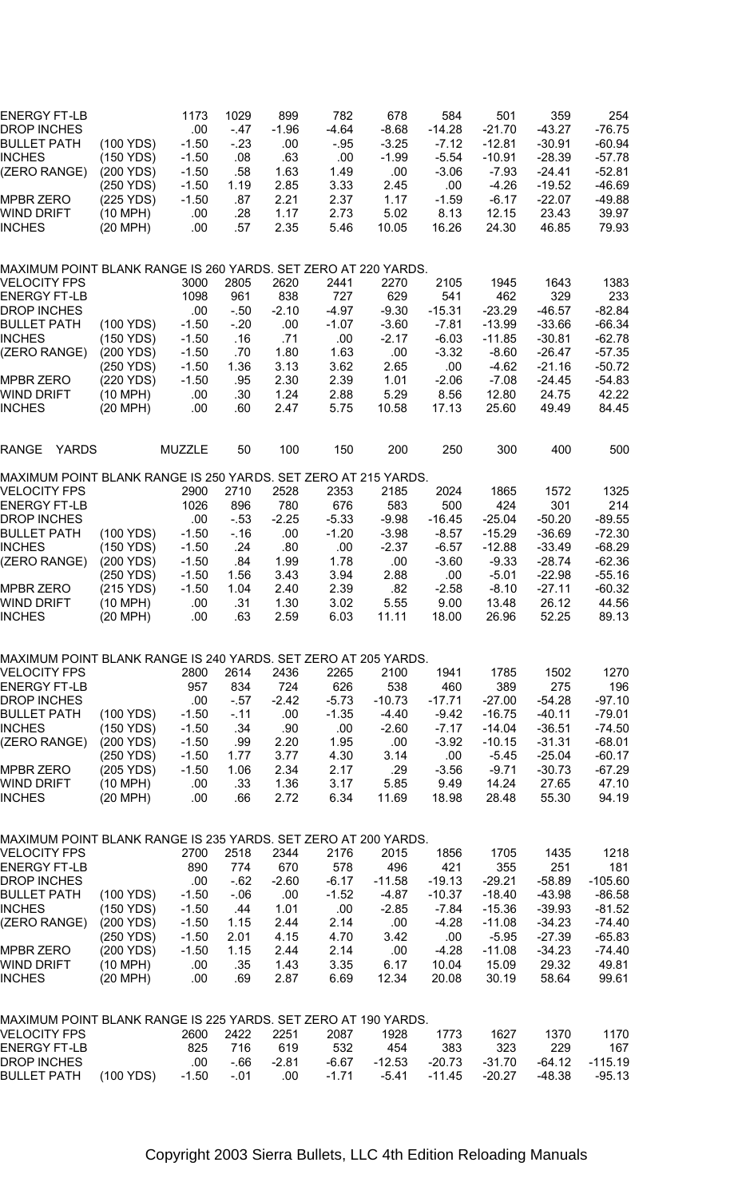| | | | | | | | | | | |
|---|---|---|---|---|---|---|---|---|---|---|
| ENERGY FT-LB | | 1173 | 1029 | 899 | 782 | 678 | 584 | 501 | 359 | 254 |
| DROP INCHES | | .00 | -.47 | -1.96 | -4.64 | -8.68 | -14.28 | -21.70 | -43.27 | -76.75 |
| BULLET PATH | (100 YDS) | -1.50 | -.23 | .00 | -.95 | -3.25 | -7.12 | -12.81 | -30.91 | -60.94 |
| INCHES | (150 YDS) | -1.50 | .08 | .63 | .00 | -1.99 | -5.54 | -10.91 | -28.39 | -57.78 |
| (ZERO RANGE) | (200 YDS) | -1.50 | .58 | 1.63 | 1.49 | .00 | -3.06 | -7.93 | -24.41 | -52.81 |
| | (250 YDS) | -1.50 | 1.19 | 2.85 | 3.33 | 2.45 | .00 | -4.26 | -19.52 | -46.69 |
| MPBR ZERO | (225 YDS) | -1.50 | .87 | 2.21 | 2.37 | 1.17 | -1.59 | -6.17 | -22.07 | -49.88 |
| WIND DRIFT | (10 MPH) | .00 | .28 | 1.17 | 2.73 | 5.02 | 8.13 | 12.15 | 23.43 | 39.97 |
| INCHES | (20 MPH) | .00 | .57 | 2.35 | 5.46 | 10.05 | 16.26 | 24.30 | 46.85 | 79.93 |

MAXIMUM POINT BLANK RANGE IS 260 YARDS. SET ZERO AT 220 YARDS.

| | | | | | | | | | | |
|---|---|---|---|---|---|---|---|---|---|---|
| VELOCITY FPS | | 3000 | 2805 | 2620 | 2441 | 2270 | 2105 | 1945 | 1643 | 1383 |
| ENERGY FT-LB | | 1098 | 961 | 838 | 727 | 629 | 541 | 462 | 329 | 233 |
| DROP INCHES | | .00 | -.50 | -2.10 | -4.97 | -9.30 | -15.31 | -23.29 | -46.57 | -82.84 |
| BULLET PATH | (100 YDS) | -1.50 | -.20 | .00 | -1.07 | -3.60 | -7.81 | -13.99 | -33.66 | -66.34 |
| INCHES | (150 YDS) | -1.50 | .16 | .71 | .00 | -2.17 | -6.03 | -11.85 | -30.81 | -62.78 |
| (ZERO RANGE) | (200 YDS) | -1.50 | .70 | 1.80 | 1.63 | .00 | -3.32 | -8.60 | -26.47 | -57.35 |
| | (250 YDS) | -1.50 | 1.36 | 3.13 | 3.62 | 2.65 | .00 | -4.62 | -21.16 | -50.72 |
| MPBR ZERO | (220 YDS) | -1.50 | .95 | 2.30 | 2.39 | 1.01 | -2.06 | -7.08 | -24.45 | -54.83 |
| WIND DRIFT | (10 MPH) | .00 | .30 | 1.24 | 2.88 | 5.29 | 8.56 | 12.80 | 24.75 | 42.22 |
| INCHES | (20 MPH) | .00 | .60 | 2.47 | 5.75 | 10.58 | 17.13 | 25.60 | 49.49 | 84.45 |

| RANGE YARDS | | MUZZLE | 50 | 100 | 150 | 200 | 250 | 300 | 400 | 500 |
|---|---|---|---|---|---|---|---|---|---|---|

MAXIMUM POINT BLANK RANGE IS 250 YARDS. SET ZERO AT 215 YARDS.

| | | | | | | | | | | |
|---|---|---|---|---|---|---|---|---|---|---|
| VELOCITY FPS | | 2900 | 2710 | 2528 | 2353 | 2185 | 2024 | 1865 | 1572 | 1325 |
| ENERGY FT-LB | | 1026 | 896 | 780 | 676 | 583 | 500 | 424 | 301 | 214 |
| DROP INCHES | | .00 | -.53 | -2.25 | -5.33 | -9.98 | -16.45 | -25.04 | -50.20 | -89.55 |
| BULLET PATH | (100 YDS) | -1.50 | -.16 | .00 | -1.20 | -3.98 | -8.57 | -15.29 | -36.69 | -72.30 |
| INCHES | (150 YDS) | -1.50 | .24 | .80 | .00 | -2.37 | -6.57 | -12.88 | -33.49 | -68.29 |
| (ZERO RANGE) | (200 YDS) | -1.50 | .84 | 1.99 | 1.78 | .00 | -3.60 | -9.33 | -28.74 | -62.36 |
| | (250 YDS) | -1.50 | 1.56 | 3.43 | 3.94 | 2.88 | .00 | -5.01 | -22.98 | -55.16 |
| MPBR ZERO | (215 YDS) | -1.50 | 1.04 | 2.40 | 2.39 | .82 | -2.58 | -8.10 | -27.11 | -60.32 |
| WIND DRIFT | (10 MPH) | .00 | .31 | 1.30 | 3.02 | 5.55 | 9.00 | 13.48 | 26.12 | 44.56 |
| INCHES | (20 MPH) | .00 | .63 | 2.59 | 6.03 | 11.11 | 18.00 | 26.96 | 52.25 | 89.13 |

MAXIMUM POINT BLANK RANGE IS 240 YARDS. SET ZERO AT 205 YARDS.

| | | | | | | | | | | |
|---|---|---|---|---|---|---|---|---|---|---|
| VELOCITY FPS | | 2800 | 2614 | 2436 | 2265 | 2100 | 1941 | 1785 | 1502 | 1270 |
| ENERGY FT-LB | | 957 | 834 | 724 | 626 | 538 | 460 | 389 | 275 | 196 |
| DROP INCHES | | .00 | -.57 | -2.42 | -5.73 | -10.73 | -17.71 | -27.00 | -54.28 | -97.10 |
| BULLET PATH | (100 YDS) | -1.50 | -.11 | .00 | -1.35 | -4.40 | -9.42 | -16.75 | -40.11 | -79.01 |
| INCHES | (150 YDS) | -1.50 | .34 | .90 | .00 | -2.60 | -7.17 | -14.04 | -36.51 | -74.50 |
| (ZERO RANGE) | (200 YDS) | -1.50 | .99 | 2.20 | 1.95 | .00 | -3.92 | -10.15 | -31.31 | -68.01 |
| | (250 YDS) | -1.50 | 1.77 | 3.77 | 4.30 | 3.14 | .00 | -5.45 | -25.04 | -60.17 |
| MPBR ZERO | (205 YDS) | -1.50 | 1.06 | 2.34 | 2.17 | .29 | -3.56 | -9.71 | -30.73 | -67.29 |
| WIND DRIFT | (10 MPH) | .00 | .33 | 1.36 | 3.17 | 5.85 | 9.49 | 14.24 | 27.65 | 47.10 |
| INCHES | (20 MPH) | .00 | .66 | 2.72 | 6.34 | 11.69 | 18.98 | 28.48 | 55.30 | 94.19 |

MAXIMUM POINT BLANK RANGE IS 235 YARDS. SET ZERO AT 200 YARDS.

| | | | | | | | | | | |
|---|---|---|---|---|---|---|---|---|---|---|
| VELOCITY FPS | | 2700 | 2518 | 2344 | 2176 | 2015 | 1856 | 1705 | 1435 | 1218 |
| ENERGY FT-LB | | 890 | 774 | 670 | 578 | 496 | 421 | 355 | 251 | 181 |
| DROP INCHES | | .00 | -.62 | -2.60 | -6.17 | -11.58 | -19.13 | -29.21 | -58.89 | -105.60 |
| BULLET PATH | (100 YDS) | -1.50 | -.06 | .00 | -1.52 | -4.87 | -10.37 | -18.40 | -43.98 | -86.58 |
| INCHES | (150 YDS) | -1.50 | .44 | 1.01 | .00 | -2.85 | -7.84 | -15.36 | -39.93 | -81.52 |
| (ZERO RANGE) | (200 YDS) | -1.50 | 1.15 | 2.44 | 2.14 | .00 | -4.28 | -11.08 | -34.23 | -74.40 |
| | (250 YDS) | -1.50 | 2.01 | 4.15 | 4.70 | 3.42 | .00 | -5.95 | -27.39 | -65.83 |
| MPBR ZERO | (200 YDS) | -1.50 | 1.15 | 2.44 | 2.14 | .00 | -4.28 | -11.08 | -34.23 | -74.40 |
| WIND DRIFT | (10 MPH) | .00 | .35 | 1.43 | 3.35 | 6.17 | 10.04 | 15.09 | 29.32 | 49.81 |
| INCHES | (20 MPH) | .00 | .69 | 2.87 | 6.69 | 12.34 | 20.08 | 30.19 | 58.64 | 99.61 |

MAXIMUM POINT BLANK RANGE IS 225 YARDS. SET ZERO AT 190 YARDS.

| | | | | | | | | | | |
|---|---|---|---|---|---|---|---|---|---|---|
| VELOCITY FPS | | 2600 | 2422 | 2251 | 2087 | 1928 | 1773 | 1627 | 1370 | 1170 |
| ENERGY FT-LB | | 825 | 716 | 619 | 532 | 454 | 383 | 323 | 229 | 167 |
| DROP INCHES | | .00 | -.66 | -2.81 | -6.67 | -12.53 | -20.73 | -31.70 | -64.12 | -115.19 |
| BULLET PATH | (100 YDS) | -1.50 | -.01 | .00 | -1.71 | -5.41 | -11.45 | -20.27 | -48.38 | -95.13 |

Copyright 2003 Sierra Bullets, LLC 4th Edition Reloading Manuals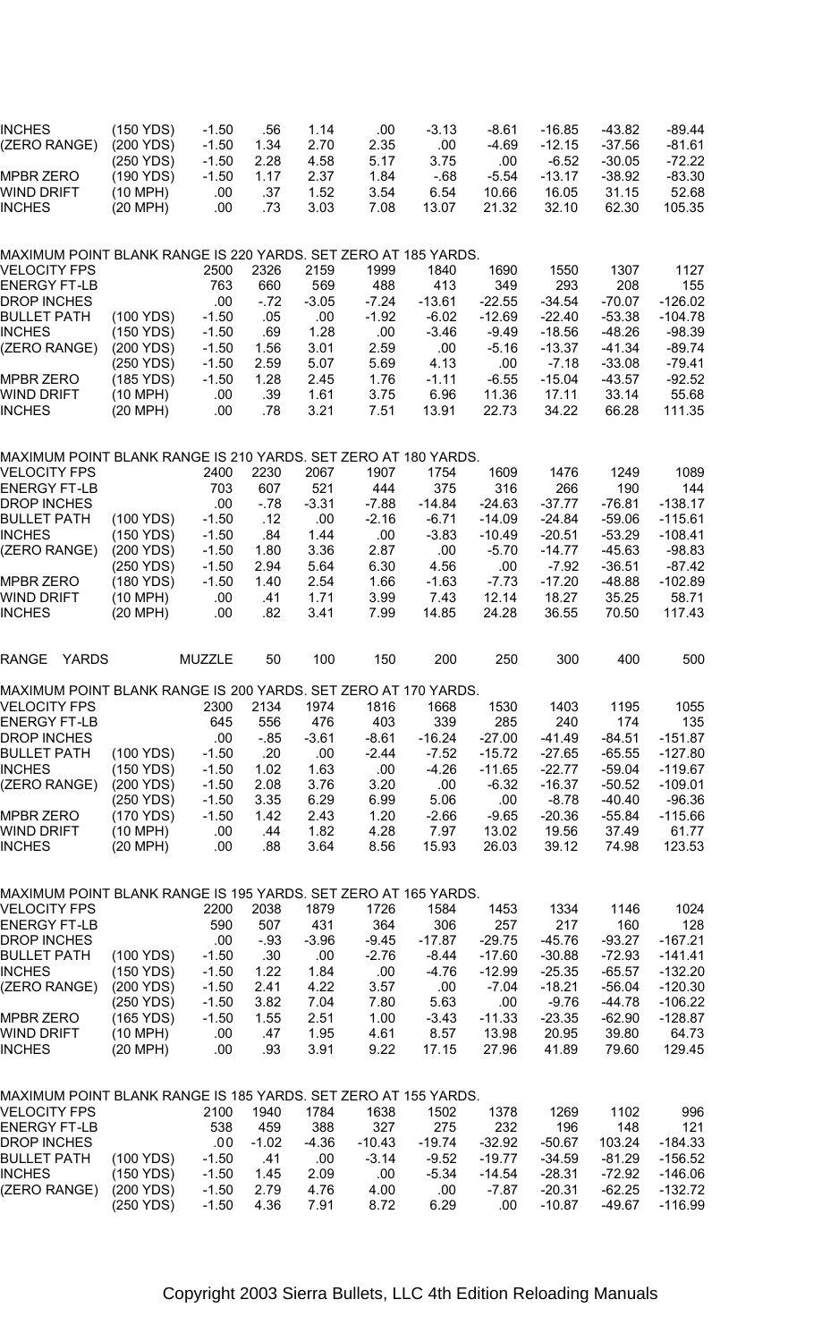| | | | | | | | | | | |
|---|---|---|---|---|---|---|---|---|---|---|
| INCHES | (150 YDS) | -1.50 | .56 | 1.14 | .00 | -3.13 | -8.61 | -16.85 | -43.82 | -89.44 |
| (ZERO RANGE) | (200 YDS) | -1.50 | 1.34 | 2.70 | 2.35 | .00 | -4.69 | -12.15 | -37.56 | -81.61 |
| | (250 YDS) | -1.50 | 2.28 | 4.58 | 5.17 | 3.75 | .00 | -6.52 | -30.05 | -72.22 |
| MPBR ZERO | (190 YDS) | -1.50 | 1.17 | 2.37 | 1.84 | -.68 | -5.54 | -13.17 | -38.92 | -83.30 |
| WIND DRIFT | (10 MPH) | .00 | .37 | 1.52 | 3.54 | 6.54 | 10.66 | 16.05 | 31.15 | 52.68 |
| INCHES | (20 MPH) | .00 | .73 | 3.03 | 7.08 | 13.07 | 21.32 | 32.10 | 62.30 | 105.35 |

MAXIMUM POINT BLANK RANGE IS 220 YARDS. SET ZERO AT 185 YARDS.

| | | | | | | | | | | |
|---|---|---|---|---|---|---|---|---|---|---|
| VELOCITY FPS | | 2500 | 2326 | 2159 | 1999 | 1840 | 1690 | 1550 | 1307 | 1127 |
| ENERGY FT-LB | | 763 | 660 | 569 | 488 | 413 | 349 | 293 | 208 | 155 |
| DROP INCHES | | .00 | -.72 | -3.05 | -7.24 | -13.61 | -22.55 | -34.54 | -70.07 | -126.02 |
| BULLET PATH | (100 YDS) | -1.50 | .05 | .00 | -1.92 | -6.02 | -12.69 | -22.40 | -53.38 | -104.78 |
| INCHES | (150 YDS) | -1.50 | .69 | 1.28 | .00 | -3.46 | -9.49 | -18.56 | -48.26 | -98.39 |
| (ZERO RANGE) | (200 YDS) | -1.50 | 1.56 | 3.01 | 2.59 | .00 | -5.16 | -13.37 | -41.34 | -89.74 |
| | (250 YDS) | -1.50 | 2.59 | 5.07 | 5.69 | 4.13 | .00 | -7.18 | -33.08 | -79.41 |
| MPBR ZERO | (185 YDS) | -1.50 | 1.28 | 2.45 | 1.76 | -1.11 | -6.55 | -15.04 | -43.57 | -92.52 |
| WIND DRIFT | (10 MPH) | .00 | .39 | 1.61 | 3.75 | 6.96 | 11.36 | 17.11 | 33.14 | 55.68 |
| INCHES | (20 MPH) | .00 | .78 | 3.21 | 7.51 | 13.91 | 22.73 | 34.22 | 66.28 | 111.35 |

MAXIMUM POINT BLANK RANGE IS 210 YARDS. SET ZERO AT 180 YARDS.

| | | | | | | | | | | |
|---|---|---|---|---|---|---|---|---|---|---|
| VELOCITY FPS | | 2400 | 2230 | 2067 | 1907 | 1754 | 1609 | 1476 | 1249 | 1089 |
| ENERGY FT-LB | | 703 | 607 | 521 | 444 | 375 | 316 | 266 | 190 | 144 |
| DROP INCHES | | .00 | -.78 | -3.31 | -7.88 | -14.84 | -24.63 | -37.77 | -76.81 | -138.17 |
| BULLET PATH | (100 YDS) | -1.50 | .12 | .00 | -2.16 | -6.71 | -14.09 | -24.84 | -59.06 | -115.61 |
| INCHES | (150 YDS) | -1.50 | .84 | 1.44 | .00 | -3.83 | -10.49 | -20.51 | -53.29 | -108.41 |
| (ZERO RANGE) | (200 YDS) | -1.50 | 1.80 | 3.36 | 2.87 | .00 | -5.70 | -14.77 | -45.63 | -98.83 |
| | (250 YDS) | -1.50 | 2.94 | 5.64 | 6.30 | 4.56 | .00 | -7.92 | -36.51 | -87.42 |
| MPBR ZERO | (180 YDS) | -1.50 | 1.40 | 2.54 | 1.66 | -1.63 | -7.73 | -17.20 | -48.88 | -102.89 |
| WIND DRIFT | (10 MPH) | .00 | .41 | 1.71 | 3.99 | 7.43 | 12.14 | 18.27 | 35.25 | 58.71 |
| INCHES | (20 MPH) | .00 | .82 | 3.41 | 7.99 | 14.85 | 24.28 | 36.55 | 70.50 | 117.43 |

| RANGE YARDS | | MUZZLE | 50 | 100 | 150 | 200 | 250 | 300 | 400 | 500 |
|---|---|---|---|---|---|---|---|---|---|---|

MAXIMUM POINT BLANK RANGE IS 200 YARDS. SET ZERO AT 170 YARDS.

| | | | | | | | | | | |
|---|---|---|---|---|---|---|---|---|---|---|
| VELOCITY FPS | | 2300 | 2134 | 1974 | 1816 | 1668 | 1530 | 1403 | 1195 | 1055 |
| ENERGY FT-LB | | 645 | 556 | 476 | 403 | 339 | 285 | 240 | 174 | 135 |
| DROP INCHES | | .00 | -.85 | -3.61 | -8.61 | -16.24 | -27.00 | -41.49 | -84.51 | -151.87 |
| BULLET PATH | (100 YDS) | -1.50 | .20 | .00 | -2.44 | -7.52 | -15.72 | -27.65 | -65.55 | -127.80 |
| INCHES | (150 YDS) | -1.50 | 1.02 | 1.63 | .00 | -4.26 | -11.65 | -22.77 | -59.04 | -119.67 |
| (ZERO RANGE) | (200 YDS) | -1.50 | 2.08 | 3.76 | 3.20 | .00 | -6.32 | -16.37 | -50.52 | -109.01 |
| | (250 YDS) | -1.50 | 3.35 | 6.29 | 6.99 | 5.06 | .00 | -8.78 | -40.40 | -96.36 |
| MPBR ZERO | (170 YDS) | -1.50 | 1.42 | 2.43 | 1.20 | -2.66 | -9.65 | -20.36 | -55.84 | -115.66 |
| WIND DRIFT | (10 MPH) | .00 | .44 | 1.82 | 4.28 | 7.97 | 13.02 | 19.56 | 37.49 | 61.77 |
| INCHES | (20 MPH) | .00 | .88 | 3.64 | 8.56 | 15.93 | 26.03 | 39.12 | 74.98 | 123.53 |

MAXIMUM POINT BLANK RANGE IS 195 YARDS. SET ZERO AT 165 YARDS.

| | | | | | | | | | | |
|---|---|---|---|---|---|---|---|---|---|---|
| VELOCITY FPS | | 2200 | 2038 | 1879 | 1726 | 1584 | 1453 | 1334 | 1146 | 1024 |
| ENERGY FT-LB | | 590 | 507 | 431 | 364 | 306 | 257 | 217 | 160 | 128 |
| DROP INCHES | | .00 | -.93 | -3.96 | -9.45 | -17.87 | -29.75 | -45.76 | -93.27 | -167.21 |
| BULLET PATH | (100 YDS) | -1.50 | .30 | .00 | -2.76 | -8.44 | -17.60 | -30.88 | -72.93 | -141.41 |
| INCHES | (150 YDS) | -1.50 | 1.22 | 1.84 | .00 | -4.76 | -12.99 | -25.35 | -65.57 | -132.20 |
| (ZERO RANGE) | (200 YDS) | -1.50 | 2.41 | 4.22 | 3.57 | .00 | -7.04 | -18.21 | -56.04 | -120.30 |
| | (250 YDS) | -1.50 | 3.82 | 7.04 | 7.80 | 5.63 | .00 | -9.76 | -44.78 | -106.22 |
| MPBR ZERO | (165 YDS) | -1.50 | 1.55 | 2.51 | 1.00 | -3.43 | -11.33 | -23.35 | -62.90 | -128.87 |
| WIND DRIFT | (10 MPH) | .00 | .47 | 1.95 | 4.61 | 8.57 | 13.98 | 20.95 | 39.80 | 64.73 |
| INCHES | (20 MPH) | .00 | .93 | 3.91 | 9.22 | 17.15 | 27.96 | 41.89 | 79.60 | 129.45 |

MAXIMUM POINT BLANK RANGE IS 185 YARDS. SET ZERO AT 155 YARDS.

| | | | | | | | | | | |
|---|---|---|---|---|---|---|---|---|---|---|
| VELOCITY FPS | | 2100 | 1940 | 1784 | 1638 | 1502 | 1378 | 1269 | 1102 | 996 |
| ENERGY FT-LB | | 538 | 459 | 388 | 327 | 275 | 232 | 196 | 148 | 121 |
| DROP INCHES | | .00 | -1.02 | -4.36 | -10.43 | -19.74 | -32.92 | -50.67 | 103.24 | -184.33 |
| BULLET PATH | (100 YDS) | -1.50 | .41 | .00 | -3.14 | -9.52 | -19.77 | -34.59 | -81.29 | -156.52 |
| INCHES | (150 YDS) | -1.50 | 1.45 | 2.09 | .00 | -5.34 | -14.54 | -28.31 | -72.92 | -146.06 |
| (ZERO RANGE) | (200 YDS) | -1.50 | 2.79 | 4.76 | 4.00 | .00 | -7.87 | -20.31 | -62.25 | -132.72 |
| | (250 YDS) | -1.50 | 4.36 | 7.91 | 8.72 | 6.29 | .00 | -10.87 | -49.67 | -116.99 |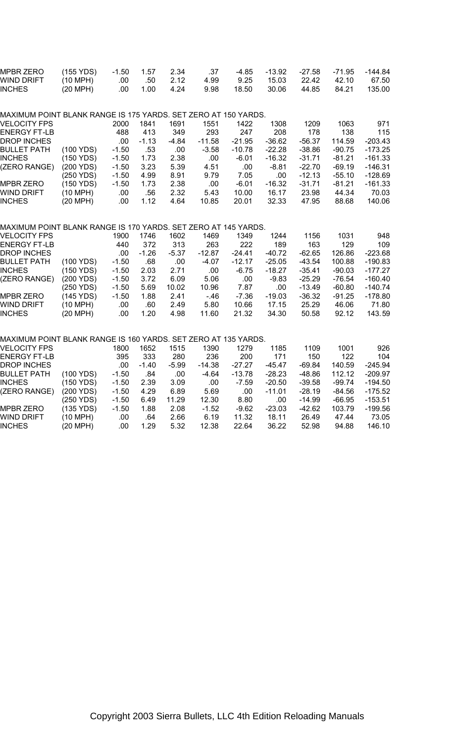| | | | | | | | | | | |
|---|---|---|---|---|---|---|---|---|---|---|
| MPBR ZERO | (155 YDS) | -1.50 | 1.57 | 2.34 | .37 | -4.85 | -13.92 | -27.58 | -71.95 | -144.84 |
| WIND DRIFT | (10 MPH) | .00 | .50 | 2.12 | 4.99 | 9.25 | 15.03 | 22.42 | 42.10 | 67.50 |
| INCHES | (20 MPH) | .00 | 1.00 | 4.24 | 9.98 | 18.50 | 30.06 | 44.85 | 84.21 | 135.00 |

MAXIMUM POINT BLANK RANGE IS 175 YARDS. SET ZERO AT 150 YARDS.

| | | | | | | | | | | |
|---|---|---|---|---|---|---|---|---|---|---|
| VELOCITY FPS | | 2000 | 1841 | 1691 | 1551 | 1422 | 1308 | 1209 | 1063 | 971 |
| ENERGY FT-LB | | 488 | 413 | 349 | 293 | 247 | 208 | 178 | 138 | 115 |
| DROP INCHES | | .00 | -1.13 | -4.84 | -11.58 | -21.95 | -36.62 | -56.37 | 114.59 | -203.43 |
| BULLET PATH | (100 YDS) | -1.50 | .53 | .00 | -3.58 | -10.78 | -22.28 | -38.86 | -90.75 | -173.25 |
| INCHES | (150 YDS) | -1.50 | 1.73 | 2.38 | .00 | -6.01 | -16.32 | -31.71 | -81.21 | -161.33 |
| (ZERO RANGE) | (200 YDS) | -1.50 | 3.23 | 5.39 | 4.51 | .00 | -8.81 | -22.70 | -69.19 | -146.31 |
| | (250 YDS) | -1.50 | 4.99 | 8.91 | 9.79 | 7.05 | .00 | -12.13 | -55.10 | -128.69 |
| MPBR ZERO | (150 YDS) | -1.50 | 1.73 | 2.38 | .00 | -6.01 | -16.32 | -31.71 | -81.21 | -161.33 |
| WIND DRIFT | (10 MPH) | .00 | .56 | 2.32 | 5.43 | 10.00 | 16.17 | 23.98 | 44.34 | 70.03 |
| INCHES | (20 MPH) | .00 | 1.12 | 4.64 | 10.85 | 20.01 | 32.33 | 47.95 | 88.68 | 140.06 |

MAXIMUM POINT BLANK RANGE IS 170 YARDS. SET ZERO AT 145 YARDS.

| | | | | | | | | | | |
|---|---|---|---|---|---|---|---|---|---|---|
| VELOCITY FPS | | 1900 | 1746 | 1602 | 1469 | 1349 | 1244 | 1156 | 1031 | 948 |
| ENERGY FT-LB | | 440 | 372 | 313 | 263 | 222 | 189 | 163 | 129 | 109 |
| DROP INCHES | | .00 | -1.26 | -5.37 | -12.87 | -24.41 | -40.72 | -62.65 | 126.86 | -223.68 |
| BULLET PATH | (100 YDS) | -1.50 | .68 | .00 | -4.07 | -12.17 | -25.05 | -43.54 | 100.88 | -190.83 |
| INCHES | (150 YDS) | -1.50 | 2.03 | 2.71 | .00 | -6.75 | -18.27 | -35.41 | -90.03 | -177.27 |
| (ZERO RANGE) | (200 YDS) | -1.50 | 3.72 | 6.09 | 5.06 | .00 | -9.83 | -25.29 | -76.54 | -160.40 |
| | (250 YDS) | -1.50 | 5.69 | 10.02 | 10.96 | 7.87 | .00 | -13.49 | -60.80 | -140.74 |
| MPBR ZERO | (145 YDS) | -1.50 | 1.88 | 2.41 | -.46 | -7.36 | -19.03 | -36.32 | -91.25 | -178.80 |
| WIND DRIFT | (10 MPH) | .00 | .60 | 2.49 | 5.80 | 10.66 | 17.15 | 25.29 | 46.06 | 71.80 |
| INCHES | (20 MPH) | .00 | 1.20 | 4.98 | 11.60 | 21.32 | 34.30 | 50.58 | 92.12 | 143.59 |

MAXIMUM POINT BLANK RANGE IS 160 YARDS. SET ZERO AT 135 YARDS.

| | | | | | | | | | | |
|---|---|---|---|---|---|---|---|---|---|---|
| VELOCITY FPS | | 1800 | 1652 | 1515 | 1390 | 1279 | 1185 | 1109 | 1001 | 926 |
| ENERGY FT-LB | | 395 | 333 | 280 | 236 | 200 | 171 | 150 | 122 | 104 |
| DROP INCHES | | .00 | -1.40 | -5.99 | -14.38 | -27.27 | -45.47 | -69.84 | 140.59 | -245.94 |
| BULLET PATH | (100 YDS) | -1.50 | .84 | .00 | -4.64 | -13.78 | -28.23 | -48.86 | 112.12 | -209.97 |
| INCHES | (150 YDS) | -1.50 | 2.39 | 3.09 | .00 | -7.59 | -20.50 | -39.58 | -99.74 | -194.50 |
| (ZERO RANGE) | (200 YDS) | -1.50 | 4.29 | 6.89 | 5.69 | .00 | -11.01 | -28.19 | -84.56 | -175.52 |
| | (250 YDS) | -1.50 | 6.49 | 11.29 | 12.30 | 8.80 | .00 | -14.99 | -66.95 | -153.51 |
| MPBR ZERO | (135 YDS) | -1.50 | 1.88 | 2.08 | -1.52 | -9.62 | -23.03 | -42.62 | 103.79 | -199.56 |
| WIND DRIFT | (10 MPH) | .00 | .64 | 2.66 | 6.19 | 11.32 | 18.11 | 26.49 | 47.44 | 73.05 |
| INCHES | (20 MPH) | .00 | 1.29 | 5.32 | 12.38 | 22.64 | 36.22 | 52.98 | 94.88 | 146.10 |

Copyright 2003 Sierra Bullets, LLC 4th Edition Reloading Manuals